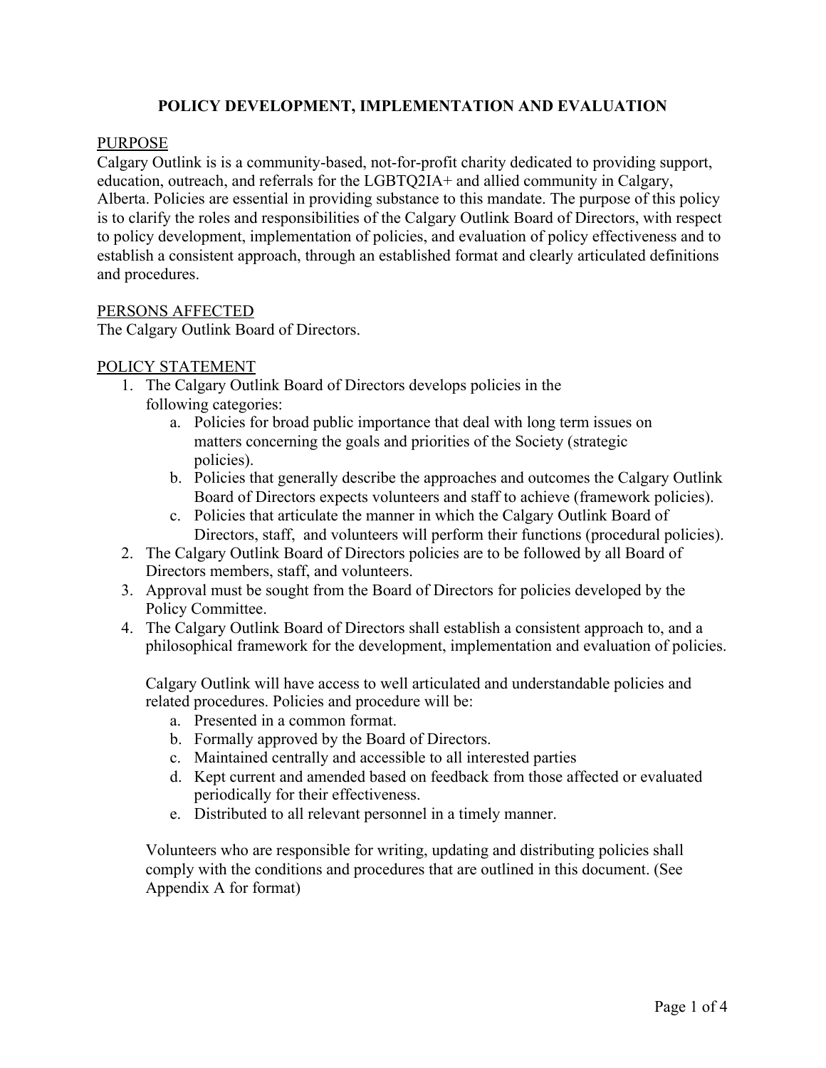# POLICY DEVELOPMENT, IMPLEMENTATION AND EVALUATION

## PURPOSE

Calgary Outlink is is a community-based, not-for-profit charity dedicated to providing support, education, outreach, and referrals for the LGBTQ2IA+ and allied community in Calgary, Alberta. Policies are essential in providing substance to this mandate. The purpose of this policy is to clarify the roles and responsibilities of the Calgary Outlink Board of Directors, with respect to policy development, implementation of policies, and evaluation of policy effectiveness and to establish a consistent approach, through an established format and clearly articulated definitions and procedures.

## PERSONS AFFECTED

The Calgary Outlink Board of Directors.

## POLICY STATEMENT

1. The Calgary Outlink Board of Directors develops policies in the following categories:
   a. Policies for broad public importance that deal with long term issues on matters concerning the goals and priorities of the Society (strategic policies).
   b. Policies that generally describe the approaches and outcomes the Calgary Outlink Board of Directors expects volunteers and staff to achieve (framework policies).
   c. Policies that articulate the manner in which the Calgary Outlink Board of Directors, staff, and volunteers will perform their functions (procedural policies).
2. The Calgary Outlink Board of Directors policies are to be followed by all Board of Directors members, staff, and volunteers.
3. Approval must be sought from the Board of Directors for policies developed by the Policy Committee.
4. The Calgary Outlink Board of Directors shall establish a consistent approach to, and a philosophical framework for the development, implementation and evaluation of policies.

   Calgary Outlink will have access to well articulated and understandable policies and related procedures. Policies and procedure will be:
   a. Presented in a common format.
   b. Formally approved by the Board of Directors.
   c. Maintained centrally and accessible to all interested parties
   d. Kept current and amended based on feedback from those affected or evaluated periodically for their effectiveness.
   e. Distributed to all relevant personnel in a timely manner.

   Volunteers who are responsible for writing, updating and distributing policies shall comply with the conditions and procedures that are outlined in this document. (See Appendix A for format)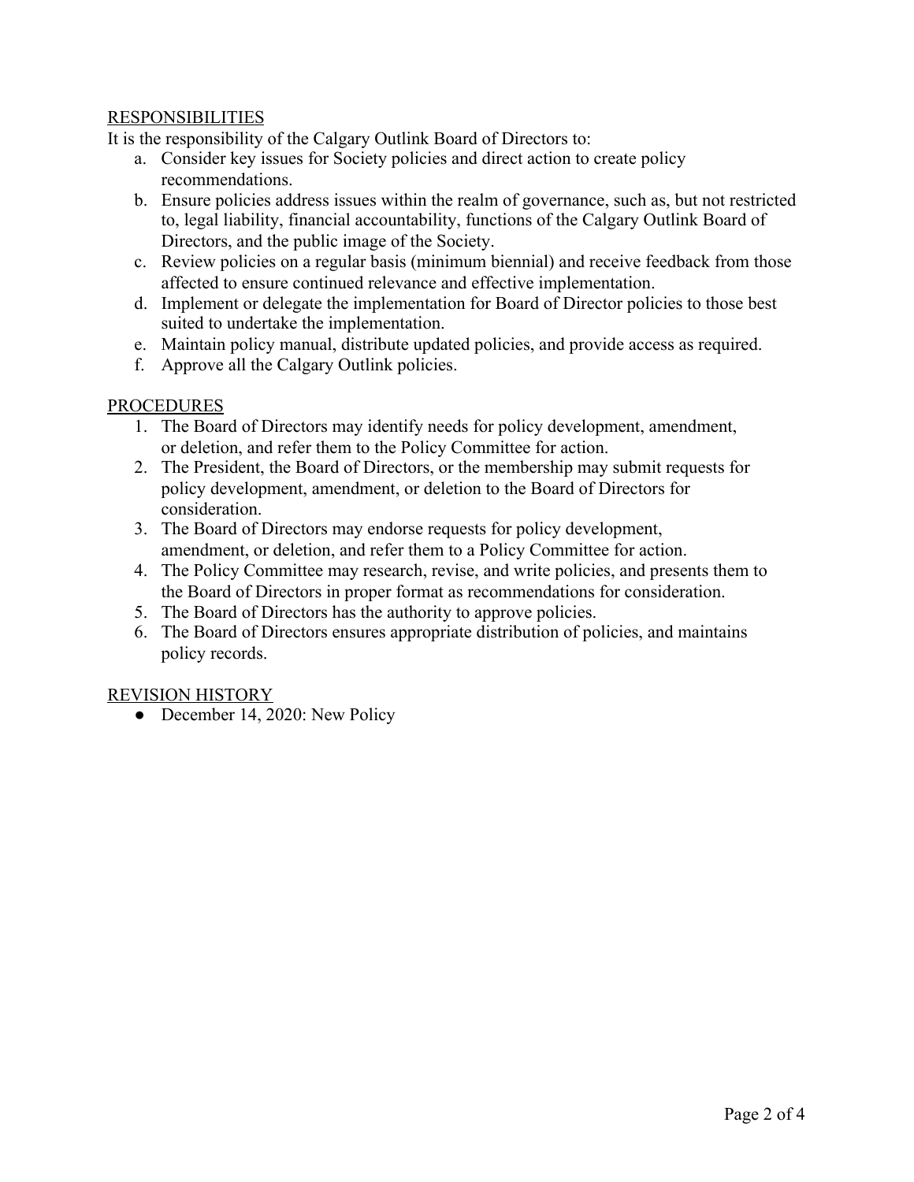## RESPONSIBILITIES

It is the responsibility of the Calgary Outlink Board of Directors to:

a. Consider key issues for Society policies and direct action to create policy recommendations.
b. Ensure policies address issues within the realm of governance, such as, but not restricted to, legal liability, financial accountability, functions of the Calgary Outlink Board of Directors, and the public image of the Society.
c. Review policies on a regular basis (minimum biennial) and receive feedback from those affected to ensure continued relevance and effective implementation.
d. Implement or delegate the implementation for Board of Director policies to those best suited to undertake the implementation.
e. Maintain policy manual, distribute updated policies, and provide access as required.
f. Approve all the Calgary Outlink policies.

## PROCEDURES

1. The Board of Directors may identify needs for policy development, amendment, or deletion, and refer them to the Policy Committee for action.
2. The President, the Board of Directors, or the membership may submit requests for policy development, amendment, or deletion to the Board of Directors for consideration.
3. The Board of Directors may endorse requests for policy development, amendment, or deletion, and refer them to a Policy Committee for action.
4. The Policy Committee may research, revise, and write policies, and presents them to the Board of Directors in proper format as recommendations for consideration.
5. The Board of Directors has the authority to approve policies.
6. The Board of Directors ensures appropriate distribution of policies, and maintains policy records.

## REVISION HISTORY

- December 14, 2020: New Policy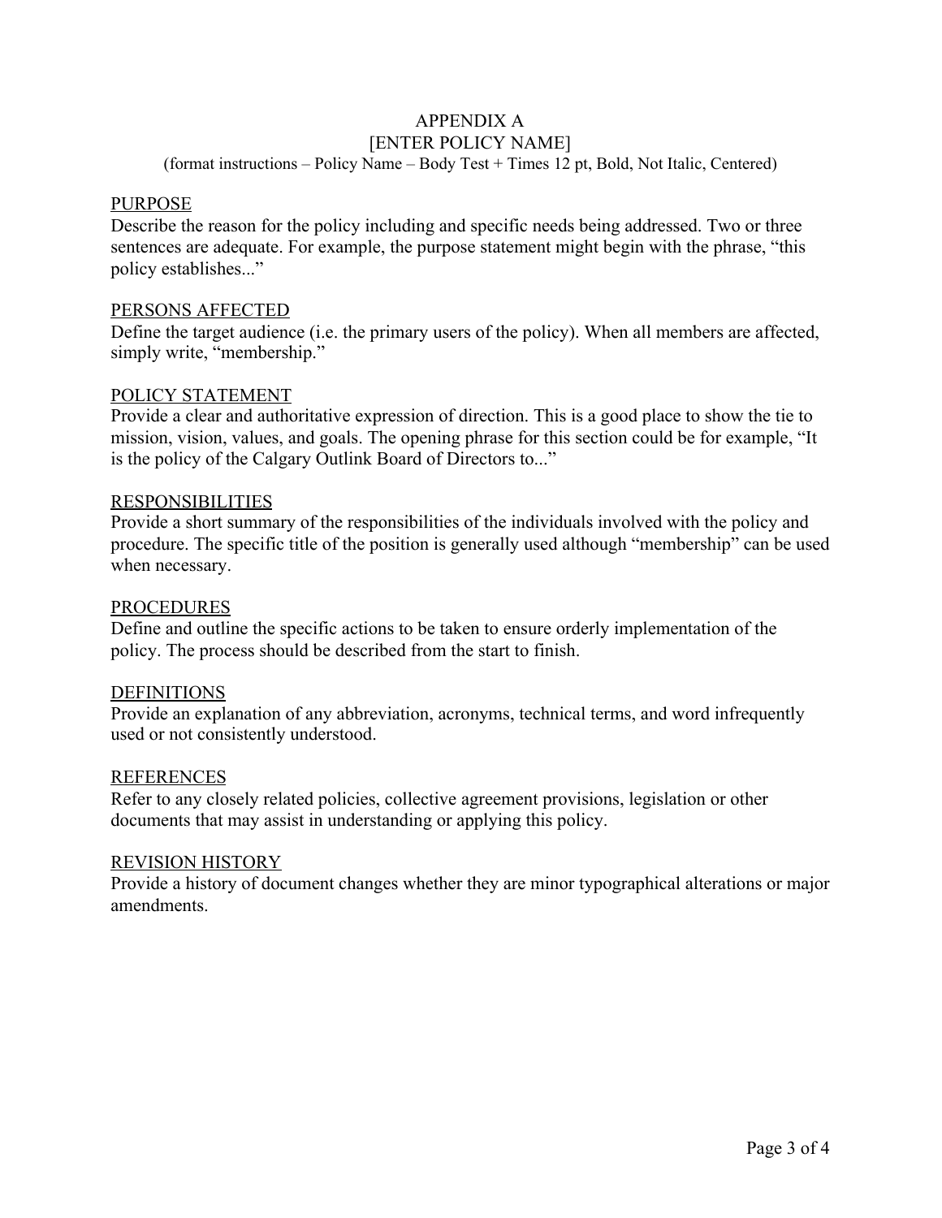# APPENDIX A
# [ENTER POLICY NAME]

(format instructions – Policy Name – Body Test + Times 12 pt, Bold, Not Italic, Centered)

## PURPOSE

Describe the reason for the policy including and specific needs being addressed. Two or three sentences are adequate. For example, the purpose statement might begin with the phrase, "this policy establishes..."

## PERSONS AFFECTED

Define the target audience (i.e. the primary users of the policy). When all members are affected, simply write, "membership."

## POLICY STATEMENT

Provide a clear and authoritative expression of direction. This is a good place to show the tie to mission, vision, values, and goals. The opening phrase for this section could be for example, "It is the policy of the Calgary Outlink Board of Directors to..."

## RESPONSIBILITIES

Provide a short summary of the responsibilities of the individuals involved with the policy and procedure. The specific title of the position is generally used although "membership" can be used when necessary.

## PROCEDURES

Define and outline the specific actions to be taken to ensure orderly implementation of the policy. The process should be described from the start to finish.

## DEFINITIONS

Provide an explanation of any abbreviation, acronyms, technical terms, and word infrequently used or not consistently understood.

## REFERENCES

Refer to any closely related policies, collective agreement provisions, legislation or other documents that may assist in understanding or applying this policy.

## REVISION HISTORY

Provide a history of document changes whether they are minor typographical alterations or major amendments.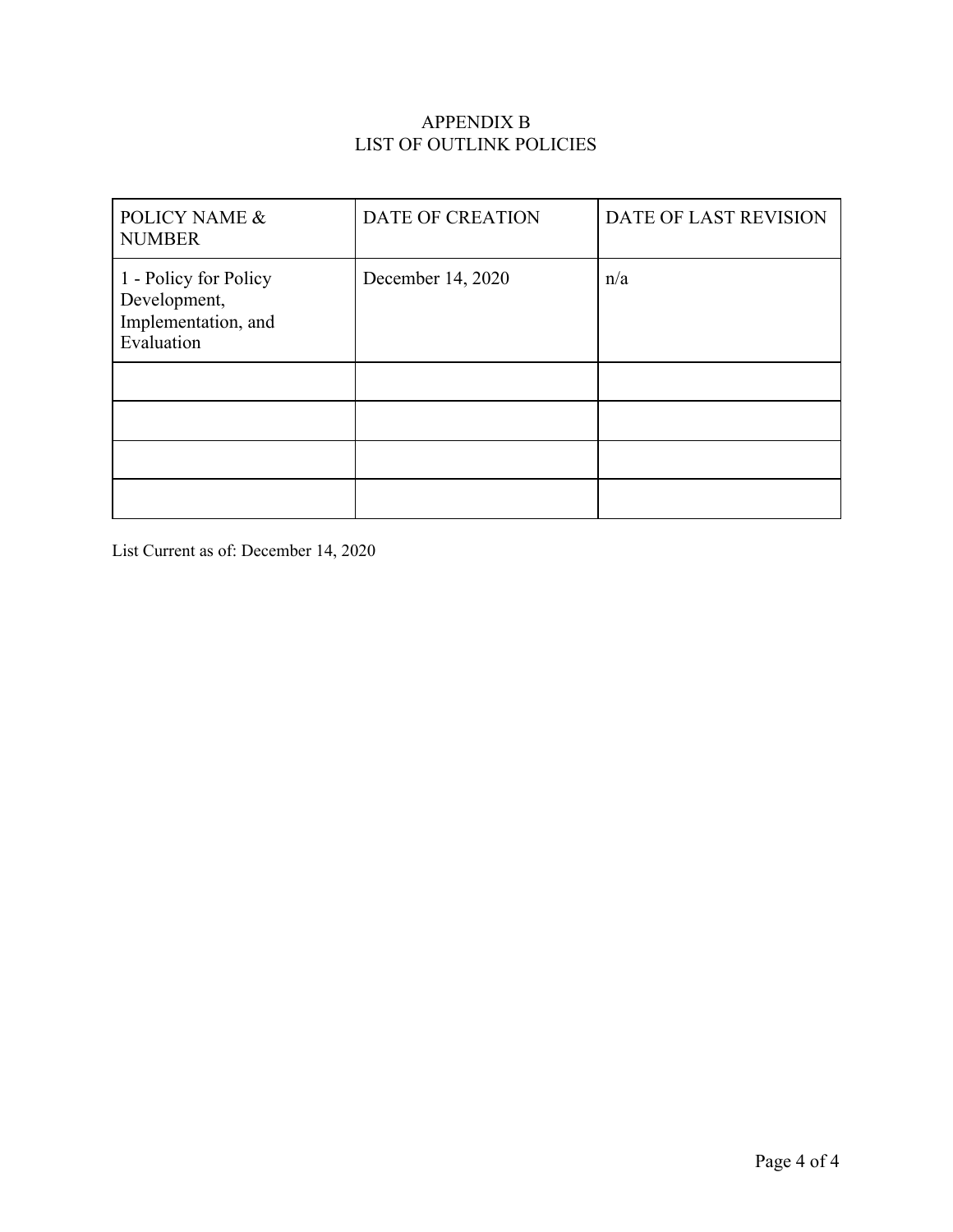# APPENDIX B
## LIST OF OUTLINK POLICIES

| POLICY NAME & NUMBER | DATE OF CREATION | DATE OF LAST REVISION |
|---|---|---|
| 1 - Policy for Policy Development, Implementation, and Evaluation | December 14, 2020 | n/a |
| | | |
| | | |
| | | |
| | | |

List Current as of: December 14, 2020